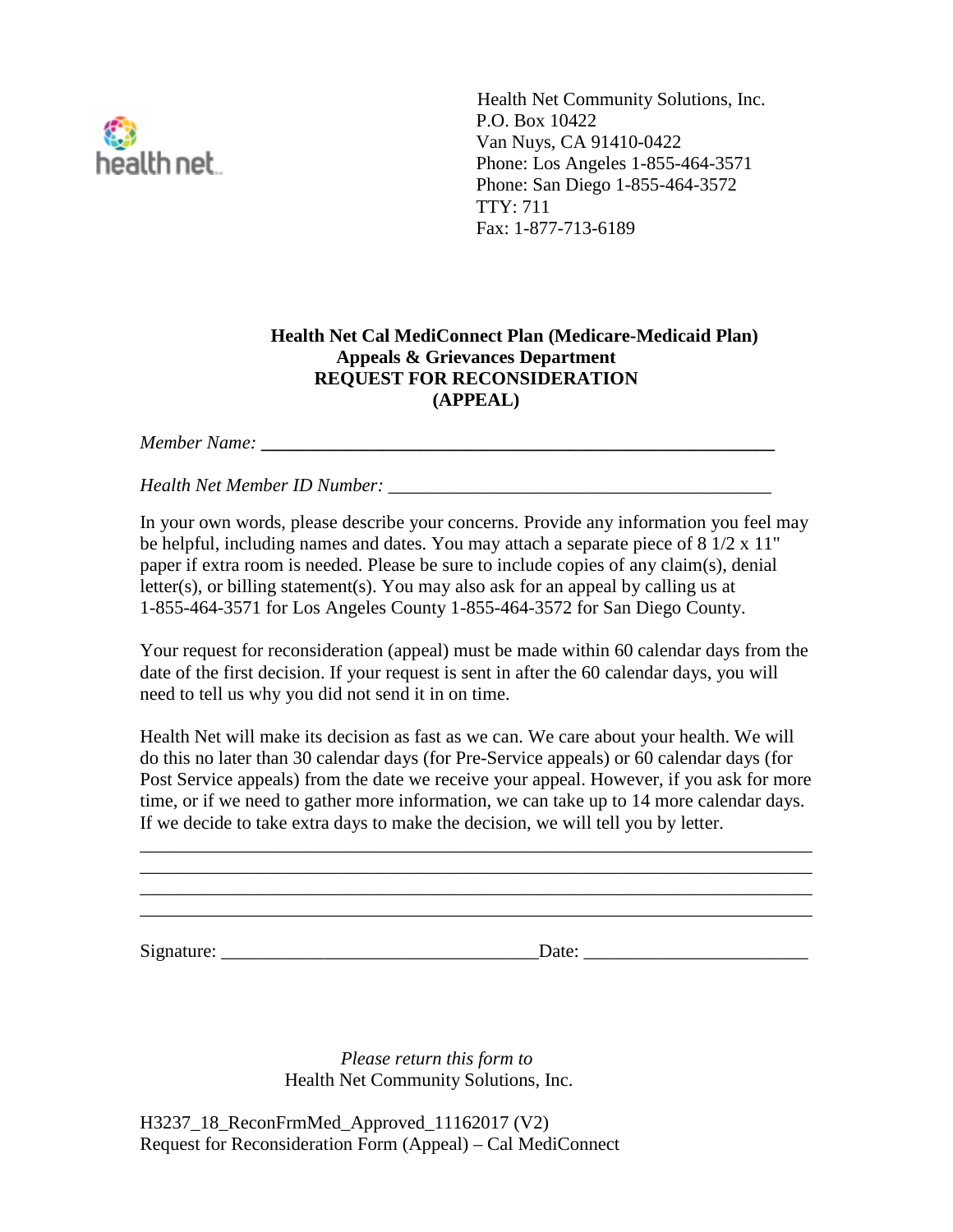health net

Health Net Community Solutions, Inc.
P.O. Box 10422
Van Nuys, CA 91410-0422
Phone: Los Angeles 1-855-464-3571
Phone: San Diego 1-855-464-3572
TTY: 711
Fax: 1-877-713-6189

**Health Net Cal MediConnect Plan (Medicare-Medicaid Plan)**
**Appeals & Grievances Department**
**REQUEST FOR RECONSIDERATION**
**(APPEAL)**

*Member Name:* ____________________________________________________________

*Health Net Member ID Number:* __________________________________________

In your own words, please describe your concerns. Provide any information you feel may be helpful, including names and dates. You may attach a separate piece of 8 1/2 x 11" paper if extra room is needed. Please be sure to include copies of any claim(s), denial letter(s), or billing statement(s). You may also ask for an appeal by calling us at 1-855-464-3571 for Los Angeles County 1-855-464-3572 for San Diego County.

Your request for reconsideration (appeal) must be made within 60 calendar days from the date of the first decision. If your request is sent in after the 60 calendar days, you will need to tell us why you did not send it in on time.

Health Net will make its decision as fast as we can. We care about your health. We will do this no later than 30 calendar days (for Pre-Service appeals) or 60 calendar days (for Post Service appeals) from the date we receive your appeal. However, if you ask for more time, or if we need to gather more information, we can take up to 14 more calendar days. If we decide to take extra days to make the decision, we will tell you by letter.

___________________________________________________________________________
___________________________________________________________________________
___________________________________________________________________________
___________________________________________________________________________

Signature: __________________________________Date: ________________________

*Please return this form to*
Health Net Community Solutions, Inc.

H3237_18_ReconFrmMed_Approved_11162017 (V2)
Request for Reconsideration Form (Appeal) – Cal MediConnect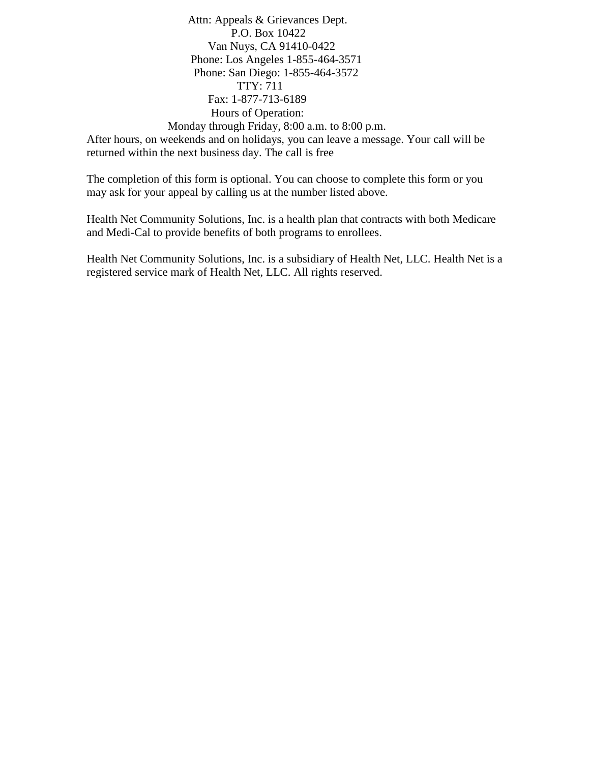Attn: Appeals & Grievances Dept.
P.O. Box 10422
Van Nuys, CA 91410-0422
Phone: Los Angeles 1-855-464-3571
Phone: San Diego: 1-855-464-3572
TTY: 711
Fax: 1-877-713-6189
Hours of Operation:
Monday through Friday, 8:00 a.m. to 8:00 p.m.

After hours, on weekends and on holidays, you can leave a message. Your call will be returned within the next business day. The call is free

The completion of this form is optional. You can choose to complete this form or you may ask for your appeal by calling us at the number listed above.

Health Net Community Solutions, Inc. is a health plan that contracts with both Medicare and Medi-Cal to provide benefits of both programs to enrollees.

Health Net Community Solutions, Inc. is a subsidiary of Health Net, LLC. Health Net is a registered service mark of Health Net, LLC. All rights reserved.